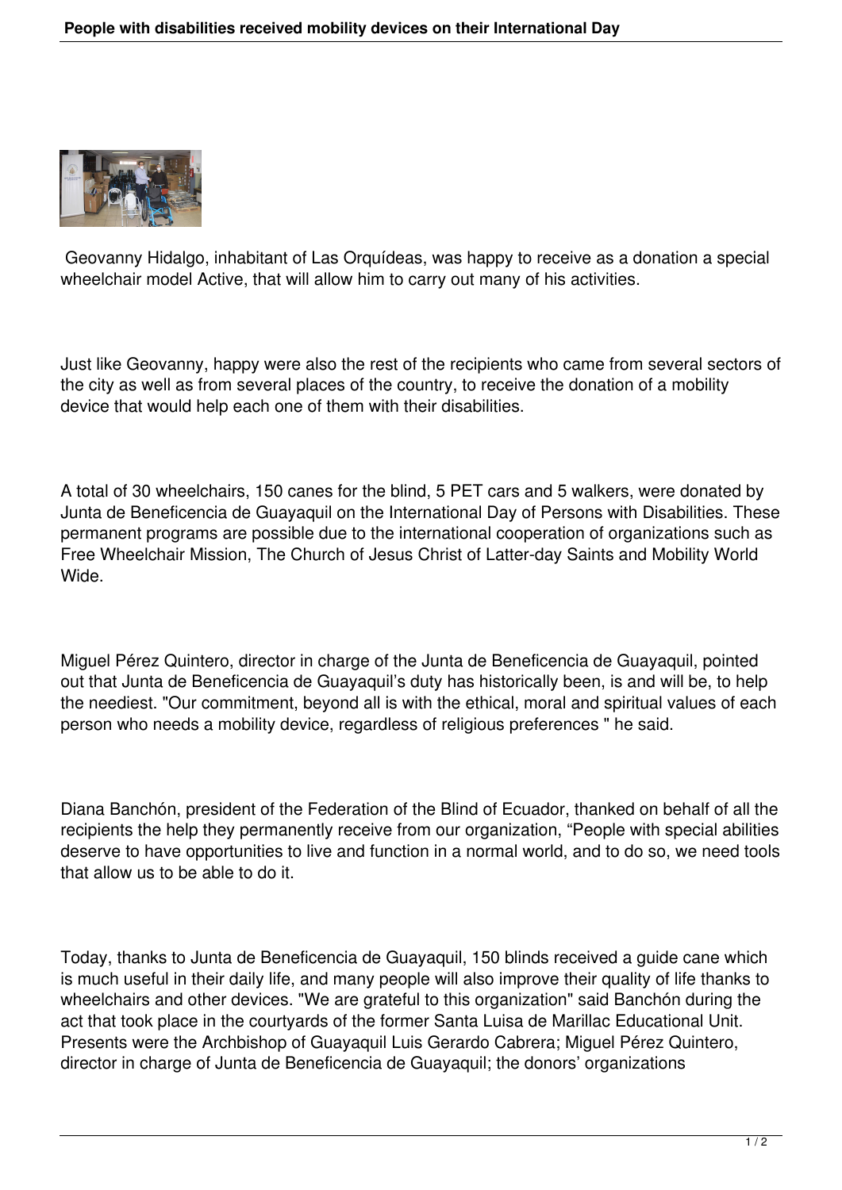# People with disabilities received mobility devices on their International Day

Geovanny Hidalgo, inhabitant of Las Orquídeas, was happy to receive as a donation a special wheelchair model Active, that will allow him to carry out many of his activities.

Just like Geovanny, happy were also the rest of the recipients who came from several sectors of the city as well as from several places of the country, to receive the donation of a mobility device that would help each one of them with their disabilities.

A total of 30 wheelchairs, 150 canes for the blind, 5 PET cars and 5 walkers, were donated by Junta de Beneficencia de Guayaquil on the International Day of Persons with Disabilities. These permanent programs are possible due to the international cooperation of organizations such as Free Wheelchair Mission, The Church of Jesus Christ of Latter-day Saints and Mobility World Wide.

Miguel Pérez Quintero, director in charge of the Junta de Beneficencia de Guayaquil, pointed out that Junta de Beneficencia de Guayaquil's duty has historically been, is and will be, to help the neediest. "Our commitment, beyond all is with the ethical, moral and spiritual values of each person who needs a mobility device, regardless of religious preferences " he said.

Diana Banchón, president of the Federation of the Blind of Ecuador, thanked on behalf of all the recipients the help they permanently receive from our organization, "People with special abilities deserve to have opportunities to live and function in a normal world, and to do so, we need tools that allow us to be able to do it.

Today, thanks to Junta de Beneficencia de Guayaquil, 150 blinds received a guide cane which is much useful in their daily life, and many people will also improve their quality of life thanks to wheelchairs and other devices. "We are grateful to this organization" said Banchón during the act that took place in the courtyards of the former Santa Luisa de Marillac Educational Unit. Presents were the Archbishop of Guayaquil Luis Gerardo Cabrera; Miguel Pérez Quintero, director in charge of Junta de Beneficencia de Guayaquil; the donors' organizations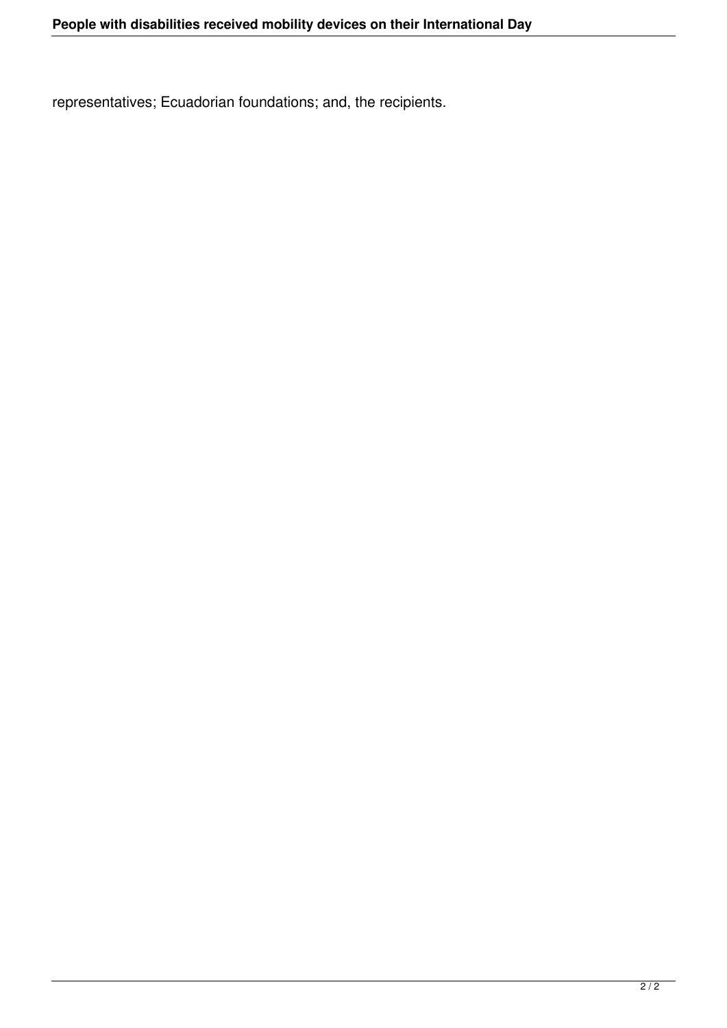representatives; Ecuadorian foundations; and, the recipients.